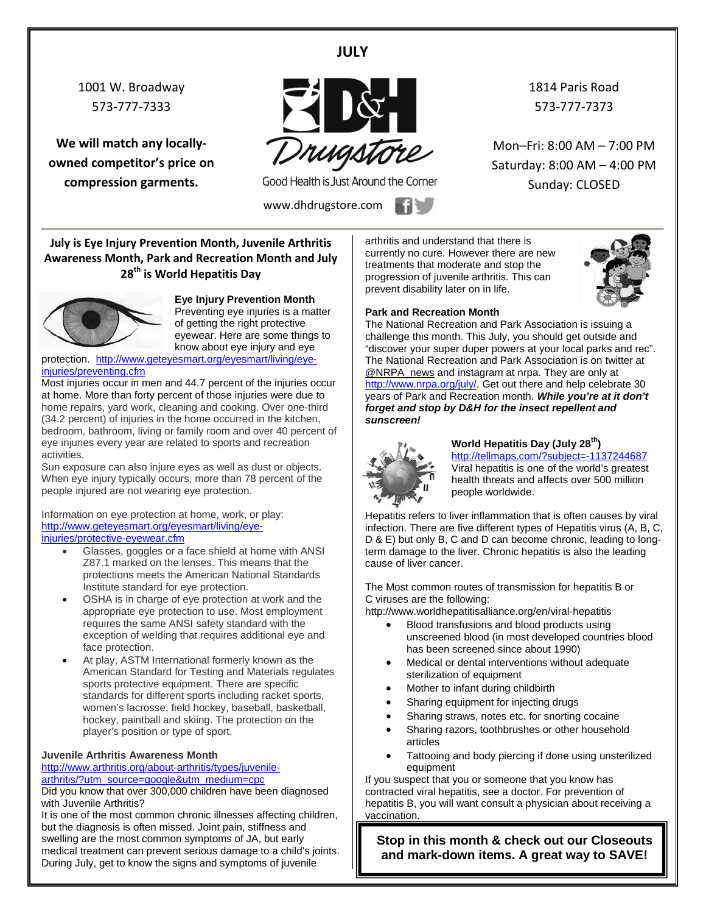# JULY

1001 W. Broadway
573-777-7333

**We will match any locally-owned competitor's price on compression garments.**

D&H Drugstore
Good Health is Just Around the Corner
www.dhdrugstore.com

1814 Paris Road
573-777-7373

Mon–Fri: 8:00 AM – 7:00 PM
Saturday: 8:00 AM – 4:00 PM
Sunday: CLOSED

## July is Eye Injury Prevention Month, Juvenile Arthritis Awareness Month, Park and Recreation Month and July 28th is World Hepatitis Day

### Eye Injury Prevention Month

Preventing eye injuries is a matter of getting the right protective eyewear. Here are some things to know about eye injury and eye protection. http://www.geteyesmart.org/eyesmart/living/eye-injuries/preventing.cfm

Most injuries occur in men and 44.7 percent of the injuries occur at home. More than forty percent of those injuries were due to home repairs, yard work, cleaning and cooking. Over one-third (34.2 percent) of injuries in the home occurred in the kitchen, bedroom, bathroom, living or family room and over 40 percent of eye injuries every year are related to sports and recreation activities.

Sun exposure can also injure eyes as well as dust or objects. When eye injury typically occurs, more than 78 percent of the people injured are not wearing eye protection.

Information on eye protection at home, work, or play: http://www.geteyesmart.org/eyesmart/living/eye-injuries/protective-eyewear.cfm

- Glasses, goggles or a face shield at home with ANSI Z87.1 marked on the lenses. This means that the protections meets the American National Standards Institute standard for eye protection.
- OSHA is in charge of eye protection at work and the appropriate eye protection to use. Most employment requires the same ANSI safety standard with the exception of welding that requires additional eye and face protection.
- At play, ASTM International formerly known as the American Standard for Testing and Materials regulates sports protective equipment. There are specific standards for different sports including racket sports, women's lacrosse, field hockey, baseball, basketball, hockey, paintball and skiing. The protection on the player's position or type of sport.

### Juvenile Arthritis Awareness Month

http://www.arthritis.org/about-arthritis/types/juvenile-arthritis/?utm_source=google&utm_medium=cpc

Did you know that over 300,000 children have been diagnosed with Juvenile Arthritis?

It is one of the most common chronic illnesses affecting children, but the diagnosis is often missed. Joint pain, stiffness and swelling are the most common symptoms of JA, but early medical treatment can prevent serious damage to a child's joints. During July, get to know the signs and symptoms of juvenile arthritis and understand that there is currently no cure. However there are new treatments that moderate and stop the progression of juvenile arthritis. This can prevent disability later on in life.

### Park and Recreation Month

The National Recreation and Park Association is issuing a challenge this month. This July, you should get outside and "discover your super duper powers at your local parks and rec". The National Recreation and Park Association is on twitter at @NRPA_news and instagram at nrpa. They are only at http://www.nrpa.org/july/. Get out there and help celebrate 30 years of Park and Recreation month. ***While you're at it don't forget and stop by D&H for the insect repellent and sunscreen!***

### World Hepatitis Day (July 28th)

http://tellmaps.com/?subject=-1137244687

Viral hepatitis is one of the world's greatest health threats and affects over 500 million people worldwide.

Hepatitis refers to liver inflammation that is often causes by viral infection. There are five different types of Hepatitis virus (A, B, C, D & E) but only B, C and D can become chronic, leading to long-term damage to the liver. Chronic hepatitis is also the leading cause of liver cancer.

The Most common routes of transmission for hepatitis B or C viruses are the following:
http://www.worldhepatitisalliance.org/en/viral-hepatitis

- Blood transfusions and blood products using unscreened blood (in most developed countries blood has been screened since about 1990)
- Medical or dental interventions without adequate sterilization of equipment
- Mother to infant during childbirth
- Sharing equipment for injecting drugs
- Sharing straws, notes etc. for snorting cocaine
- Sharing razors, toothbrushes or other household articles
- Tattooing and body piercing if done using unsterilized equipment

If you suspect that you or someone that you know has contracted viral hepatitis, see a doctor. For prevention of hepatitis B, you will want consult a physician about receiving a vaccination.

**Stop in this month & check out our Closeouts and mark-down items. A great way to SAVE!**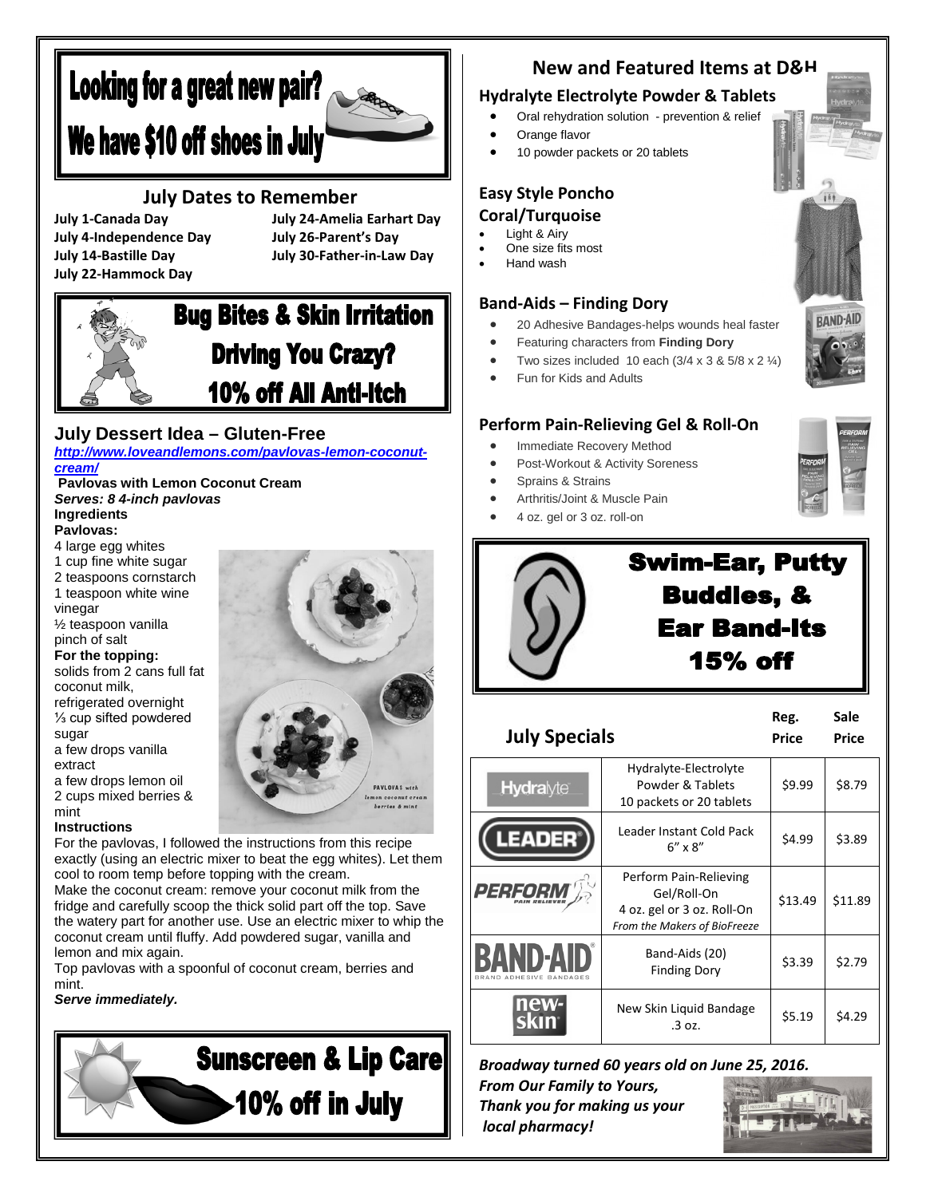# Looking for a great new pair?

# We have $10 off shoes in July

## July Dates to Remember

**July 1-Canada Day**
**July 4-Independence Day**
**July 14-Bastille Day**
**July 22-Hammock Day**
**July 24-Amelia Earhart Day**
**July 26-Parent's Day**
**July 30-Father-in-Law Day**

# Bug Bites & Skin Irritation Driving You Crazy? 10% off All Anti-Itch

## July Dessert Idea – Gluten-Free

***http://www.loveandlemons.com/pavlovas-lemon-coconut-cream/***

**Pavlovas with Lemon Coconut Cream**

***Serves: 8 4-inch pavlovas***

**Ingredients**

**Pavlovas:**

4 large egg whites
1 cup fine white sugar
2 teaspoons cornstarch
1 teaspoon white wine vinegar
½ teaspoon vanilla
pinch of salt

**For the topping:**

solids from 2 cans full fat coconut milk, refrigerated overnight
⅓ cup sifted powdered sugar
a few drops vanilla extract
a few drops lemon oil
2 cups mixed berries & mint

PAVLOVAS with lemon coconut cream berries & mint

**Instructions**

For the pavlovas, I followed the instructions from this recipe exactly (using an electric mixer to beat the egg whites). Let them cool to room temp before topping with the cream.

Make the coconut cream: remove your coconut milk from the fridge and carefully scoop the thick solid part off the top. Save the watery part for another use. Use an electric mixer to whip the coconut cream until fluffy. Add powdered sugar, vanilla and lemon and mix again.

Top pavlovas with a spoonful of coconut cream, berries and mint.

***Serve immediately.***

# Sunscreen & Lip Care 10% off in July

## New and Featured Items at D&H

### Hydralyte Electrolyte Powder & Tablets

- Oral rehydration solution - prevention & relief
- Orange flavor
- 10 powder packets or 20 tablets

### Easy Style Poncho Coral/Turquoise

- Light & Airy
- One size fits most
- Hand wash

### Band-Aids – Finding Dory

- 20 Adhesive Bandages-helps wounds heal faster
- Featuring characters from **Finding Dory**
- Two sizes included 10 each (3/4 x 3 & 5/8 x 2 ¼)
- Fun for Kids and Adults

### Perform Pain-Relieving Gel & Roll-On

- Immediate Recovery Method
- Post-Workout & Activity Soreness
- Sprains & Strains
- Arthritis/Joint & Muscle Pain
- 4 oz. gel or 3 oz. roll-on

# Swim-Ear, Putty Buddies, & Ear Band-Its 15% off

## July Specials

| | | Reg. Price | Sale Price |
|---|---|---|---|
| Hydralyte | Hydralyte-Electrolyte Powder & Tablets 10 packets or 20 tablets | $9.99 | $8.79 |
| LEADER | Leader Instant Cold Pack 6″ x 8″ | $4.99 | $3.89 |
| PERFORM PAIN RELIEVER | Perform Pain-Relieving Gel/Roll-On 4 oz. gel or 3 oz. Roll-On *From the Makers of BioFreeze* | $13.49 | $11.89 |
| BAND-AID BRAND ADHESIVE BANDAGES | Band-Aids (20) Finding Dory | $3.39 | $2.79 |
| new-skin | New Skin Liquid Bandage .3 oz. | $5.19 | $4.29 |

***Broadway turned 60 years old on June 25, 2016.***
***From Our Family to Yours,***
***Thank you for making us your local pharmacy!***